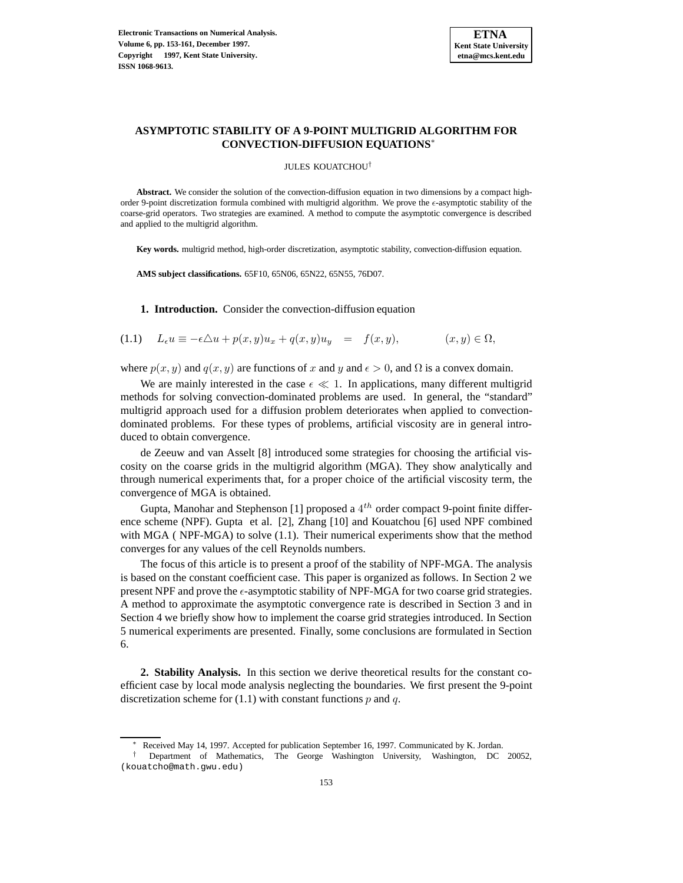# ASYMPTOTIC STABILITY OF A 9-POINT MULTIGRID ALGORITHM FOR CONVECTION-DIFFUSION EQUATIONS*

JULES KOUATCHOU†

**Abstract.** We consider the solution of the convection-diffusion equation in two dimensions by a compact high-order 9-point discretization formula combined with multigrid algorithm. We prove the $\epsilon$-asymptotic stability of the coarse-grid operators. Two strategies are examined. A method to compute the asymptotic convergence is described and applied to the multigrid algorithm.

**Key words.** multigrid method, high-order discretization, asymptotic stability, convection-diffusion equation.

**AMS subject classifications.** 65F10, 65N06, 65N22, 65N55, 76D07.

## 1. Introduction.

Consider the convection-diffusion equation

$$L_\epsilon u \equiv -\epsilon \triangle u + p(x,y)u_x + q(x,y)u_y \quad = \quad f(x,y), \qquad\qquad (x,y) \in \Omega, \tag{1.1}$$

where $p(x,y)$ and $q(x,y)$ are functions of $x$ and $y$ and $\epsilon > 0$, and $\Omega$ is a convex domain.

We are mainly interested in the case $\epsilon \ll 1$. In applications, many different multigrid methods for solving convection-dominated problems are used. In general, the "standard" multigrid approach used for a diffusion problem deteriorates when applied to convection-dominated problems. For these types of problems, artificial viscosity are in general introduced to obtain convergence.

de Zeeuw and van Asselt [8] introduced some strategies for choosing the artificial viscosity on the coarse grids in the multigrid algorithm (MGA). They show analytically and through numerical experiments that, for a proper choice of the artificial viscosity term, the convergence of MGA is obtained.

Gupta, Manohar and Stephenson [1] proposed a $4^{th}$ order compact 9-point finite difference scheme (NPF). Gupta et al. [2], Zhang [10] and Kouatchou [6] used NPF combined with MGA ( NPF-MGA) to solve (1.1). Their numerical experiments show that the method converges for any values of the cell Reynolds numbers.

The focus of this article is to present a proof of the stability of NPF-MGA. The analysis is based on the constant coefficient case. This paper is organized as follows. In Section 2 we present NPF and prove the $\epsilon$-asymptotic stability of NPF-MGA for two coarse grid strategies. A method to approximate the asymptotic convergence rate is described in Section 3 and in Section 4 we briefly show how to implement the coarse grid strategies introduced. In Section 5 numerical experiments are presented. Finally, some conclusions are formulated in Section 6.

## 2. Stability Analysis.

In this section we derive theoretical results for the constant coefficient case by local mode analysis neglecting the boundaries. We first present the 9-point discretization scheme for (1.1) with constant functions $p$ and $q$.

---

\* Received May 14, 1997. Accepted for publication September 16, 1997. Communicated by K. Jordan.

† Department of Mathematics, The George Washington University, Washington, DC 20052, (kouatcho@math.gwu.edu)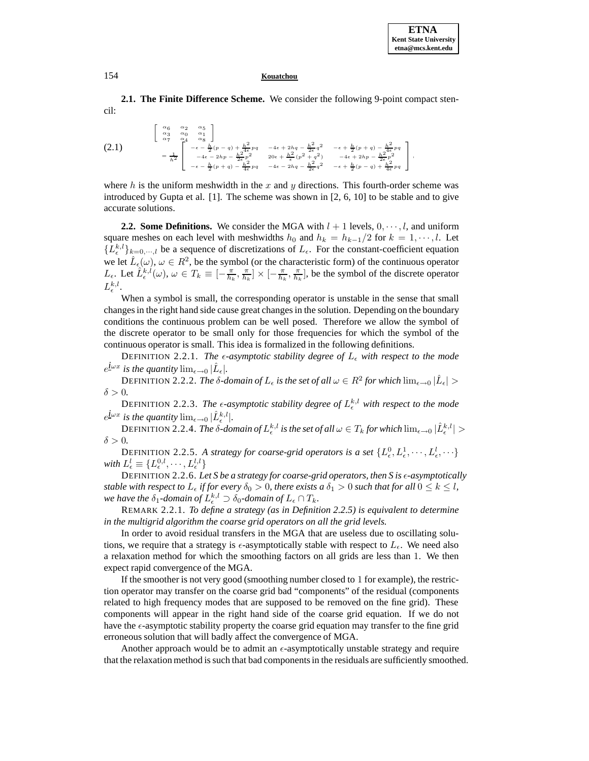**2.1. The Finite Difference Scheme.** We consider the following 9-point compact stencil:

$$
\left[\begin{array}{ccc} \alpha_6 & \alpha_2 & \alpha_5 \\ \alpha_3 & \alpha_0 & \alpha_1 \\ \alpha_7 & \alpha_4 & \alpha_8 \end{array}\right]
= \frac{1}{h^2}\left[\begin{array}{ccc} -\epsilon - \frac{h}{2}(p-q) + \frac{h^2}{4\epsilon}pq & -4\epsilon + 2hq - \frac{h^2}{2\epsilon}q^2 & -\epsilon + \frac{h}{2}(p+q) - \frac{h^2}{4\epsilon}pq \\ -4\epsilon - 2hp - \frac{h^2}{2\epsilon}p^2 & 20\epsilon + \frac{h^2}{\epsilon}(p^2+q^2) & -4\epsilon + 2hp - \frac{h^2}{2\epsilon}p^2 \\ -\epsilon - \frac{h}{2}(p+q) - \frac{h^2}{4\epsilon}pq & -4\epsilon - 2hq - \frac{h^2}{2\epsilon}q^2 & -\epsilon + \frac{h}{2}(p-q) + \frac{h^2}{4\epsilon}pq \end{array}\right], \tag{2.1}
$$

where $h$ is the uniform meshwidth in the $x$ and $y$ directions. This fourth-order scheme was introduced by Gupta et al. [1]. The scheme was shown in [2, 6, 10] to be stable and to give accurate solutions.

**2.2. Some Definitions.** We consider the MGA with $l+1$ levels, $0, \cdots, l$, and uniform square meshes on each level with meshwidths $h_0$ and $h_k = h_{k-1}/2$ for $k = 1, \cdots, l$. Let $\{L_\epsilon^{k,l}\}_{k=0,\cdots,l}$ be a sequence of discretizations of $L_\epsilon$. For the constant-coefficient equation we let $\hat{L}_\epsilon(\omega)$, $\omega \in R^2$, be the symbol (or the characteristic form) of the continuous operator $L_\epsilon$. Let $\hat{L}_\epsilon^{k,l}(\omega)$, $\omega \in T_k \equiv [-\frac{\pi}{h_k}, \frac{\pi}{h_k}] \times [-\frac{\pi}{h_k}, \frac{\pi}{h_k}]$, be the symbol of the discrete operator $L_\epsilon^{k,l}$.

When a symbol is small, the corresponding operator is unstable in the sense that small changes in the right hand side cause great changes in the solution. Depending on the boundary conditions the continuous problem can be well posed. Therefore we allow the symbol of the discrete operator to be small only for those frequencies for which the symbol of the continuous operator is small. This idea is formalized in the following definitions.

DEFINITION 2.2.1. *The $\epsilon$-asymptotic stability degree of $L_\epsilon$ with respect to the mode $e^{\underline{i}\omega x}$ is the quantity $\lim_{\epsilon \to 0} |\hat{L}_\epsilon|$.*

DEFINITION 2.2.2. *The $\delta$-domain of $L_\epsilon$ is the set of all $\omega \in R^2$ for which $\lim_{\epsilon \to 0} |\hat{L}_\epsilon| > \delta > 0$.*

DEFINITION 2.2.3. *The $\epsilon$-asymptotic stability degree of $L_\epsilon^{k,l}$ with respect to the mode $e^{\underline{i}\omega x}$ is the quantity $\lim_{\epsilon \to 0} |\hat{L}_\epsilon^{k,l}|$.*

DEFINITION 2.2.4. *The $\delta$-domain of $L_\epsilon^{k,l}$ is the set of all $\omega \in T_k$ for which $\lim_{\epsilon \to 0} |\hat{L}_\epsilon^{k,l}| > \delta > 0$.*

DEFINITION 2.2.5. *A strategy for coarse-grid operators is a set $\{L_\epsilon^0, L_\epsilon^1, \cdots, L_\epsilon^l, \cdots\}$ with $L_\epsilon^l \equiv \{L_\epsilon^{0,l}, \cdots, L_\epsilon^{l,l}\}$*

DEFINITION 2.2.6. *Let S be a strategy for coarse-grid operators, then S is $\epsilon$-asymptotically stable with respect to $L_\epsilon$ if for every $\delta_0 > 0$, there exists a $\delta_1 > 0$ such that for all $0 \leq k \leq l$, we have the $\delta_1$-domain of $L_\epsilon^{k,l} \supset \delta_0$-domain of $L_\epsilon \cap T_k$.*

REMARK 2.2.1. *To define a strategy (as in Definition 2.2.5) is equivalent to determine in the multigrid algorithm the coarse grid operators on all the grid levels.*

In order to avoid residual transfers in the MGA that are useless due to oscillating solutions, we require that a strategy is $\epsilon$-asymptotically stable with respect to $L_\epsilon$. We need also a relaxation method for which the smoothing factors on all grids are less than 1. We then expect rapid convergence of the MGA.

If the smoother is not very good (smoothing number closed to 1 for example), the restriction operator may transfer on the coarse grid bad "components" of the residual (components related to high frequency modes that are supposed to be removed on the fine grid). These components will appear in the right hand side of the coarse grid equation. If we do not have the $\epsilon$-asymptotic stability property the coarse grid equation may transfer to the fine grid erroneous solution that will badly affect the convergence of MGA.

Another approach would be to admit an $\epsilon$-asymptotically unstable strategy and require that the relaxation method is such that bad components in the residuals are sufficiently smoothed.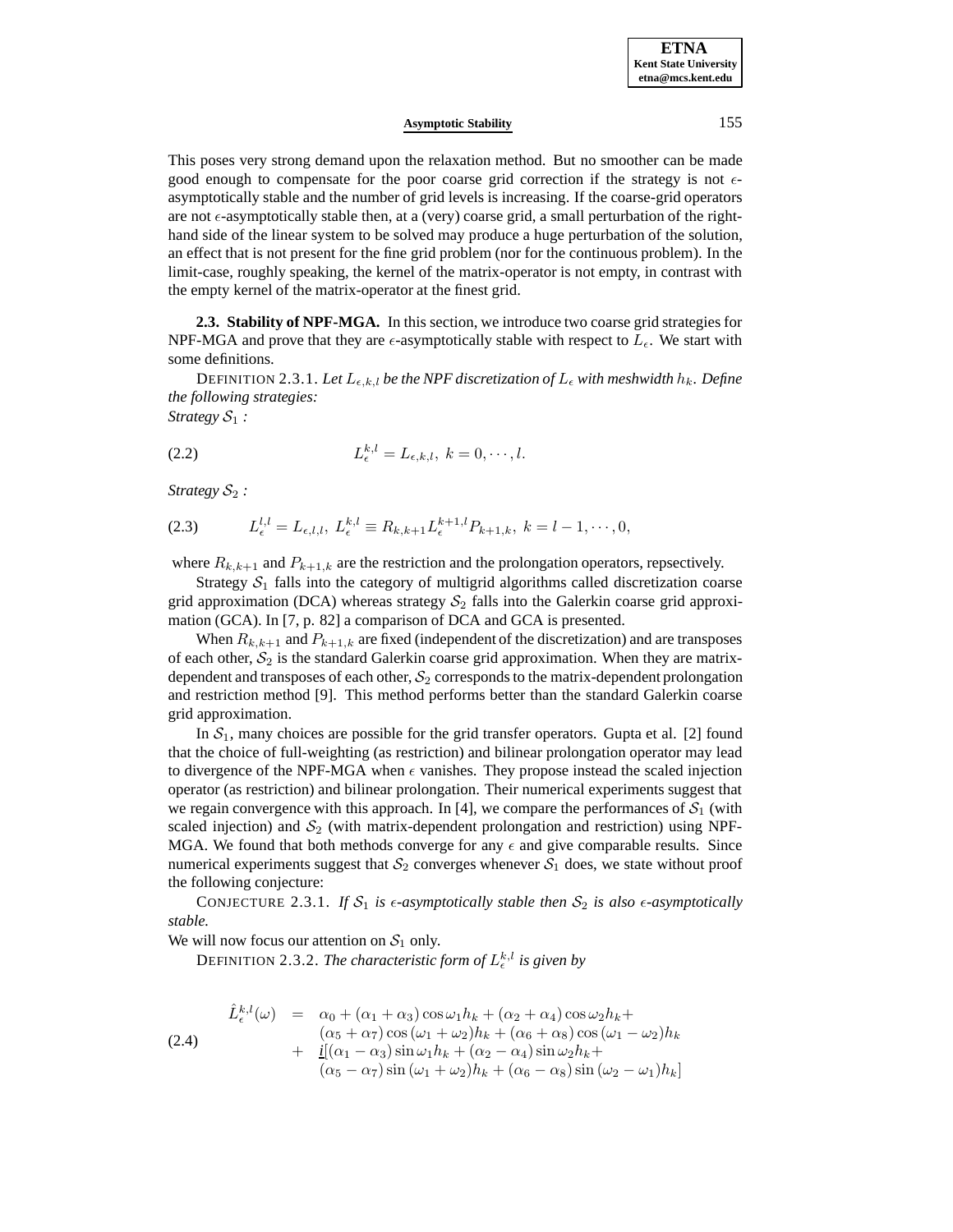This poses very strong demand upon the relaxation method. But no smoother can be made good enough to compensate for the poor coarse grid correction if the strategy is not $\epsilon$-asymptotically stable and the number of grid levels is increasing. If the coarse-grid operators are not $\epsilon$-asymptotically stable then, at a (very) coarse grid, a small perturbation of the right-hand side of the linear system to be solved may produce a huge perturbation of the solution, an effect that is not present for the fine grid problem (nor for the continuous problem). In the limit-case, roughly speaking, the kernel of the matrix-operator is not empty, in contrast with the empty kernel of the matrix-operator at the finest grid.

**2.3. Stability of NPF-MGA.** In this section, we introduce two coarse grid strategies for NPF-MGA and prove that they are $\epsilon$-asymptotically stable with respect to $L_\epsilon$. We start with some definitions.

DEFINITION 2.3.1. *Let $L_{\epsilon,k,l}$ be the NPF discretization of $L_\epsilon$ with meshwidth $h_k$. Define the following strategies:*
*Strategy $\mathcal{S}_1$ :*

$$L_\epsilon^{k,l} = L_{\epsilon,k,l},\ k = 0, \cdots, l. \tag{2.2}$$

*Strategy $\mathcal{S}_2$ :*

$$L_\epsilon^{l,l} = L_{\epsilon,l,l},\ L_\epsilon^{k,l} \equiv R_{k,k+1} L_\epsilon^{k+1,l} P_{k+1,k},\ k = l-1, \cdots, 0, \tag{2.3}$$

where $R_{k,k+1}$ and $P_{k+1,k}$ are the restriction and the prolongation operators, repsectively.

Strategy $\mathcal{S}_1$ falls into the category of multigrid algorithms called discretization coarse grid approximation (DCA) whereas strategy $\mathcal{S}_2$ falls into the Galerkin coarse grid approximation (GCA). In [7, p. 82] a comparison of DCA and GCA is presented.

When $R_{k,k+1}$ and $P_{k+1,k}$ are fixed (independent of the discretization) and are transposes of each other, $\mathcal{S}_2$ is the standard Galerkin coarse grid approximation. When they are matrix-dependent and transposes of each other, $\mathcal{S}_2$ corresponds to the matrix-dependent prolongation and restriction method [9]. This method performs better than the standard Galerkin coarse grid approximation.

In $\mathcal{S}_1$, many choices are possible for the grid transfer operators. Gupta et al. [2] found that the choice of full-weighting (as restriction) and bilinear prolongation operator may lead to divergence of the NPF-MGA when $\epsilon$ vanishes. They propose instead the scaled injection operator (as restriction) and bilinear prolongation. Their numerical experiments suggest that we regain convergence with this approach. In [4], we compare the performances of $\mathcal{S}_1$ (with scaled injection) and $\mathcal{S}_2$ (with matrix-dependent prolongation and restriction) using NPF-MGA. We found that both methods converge for any $\epsilon$ and give comparable results. Since numerical experiments suggest that $\mathcal{S}_2$ converges whenever $\mathcal{S}_1$ does, we state without proof the following conjecture:

CONJECTURE 2.3.1. *If $\mathcal{S}_1$ is $\epsilon$-asymptotically stable then $\mathcal{S}_2$ is also $\epsilon$-asymptotically stable.*

We will now focus our attention on $\mathcal{S}_1$ only.

DEFINITION 2.3.2. *The characteristic form of $L_\epsilon^{k,l}$ is given by*

$$\begin{aligned} \hat{L}_\epsilon^{k,l}(\omega) \;=\;& \alpha_0 + (\alpha_1 + \alpha_3)\cos\omega_1 h_k + (\alpha_2 + \alpha_4)\cos\omega_2 h_k + \\ & (\alpha_5 + \alpha_7)\cos(\omega_1 + \omega_2)h_k + (\alpha_6 + \alpha_8)\cos(\omega_1 - \omega_2)h_k \\ +\;& \underline{i}[(\alpha_1 - \alpha_3)\sin\omega_1 h_k + (\alpha_2 - \alpha_4)\sin\omega_2 h_k + \\ & (\alpha_5 - \alpha_7)\sin(\omega_1 + \omega_2)h_k + (\alpha_6 - \alpha_8)\sin(\omega_2 - \omega_1)h_k] \end{aligned} \tag{2.4}$$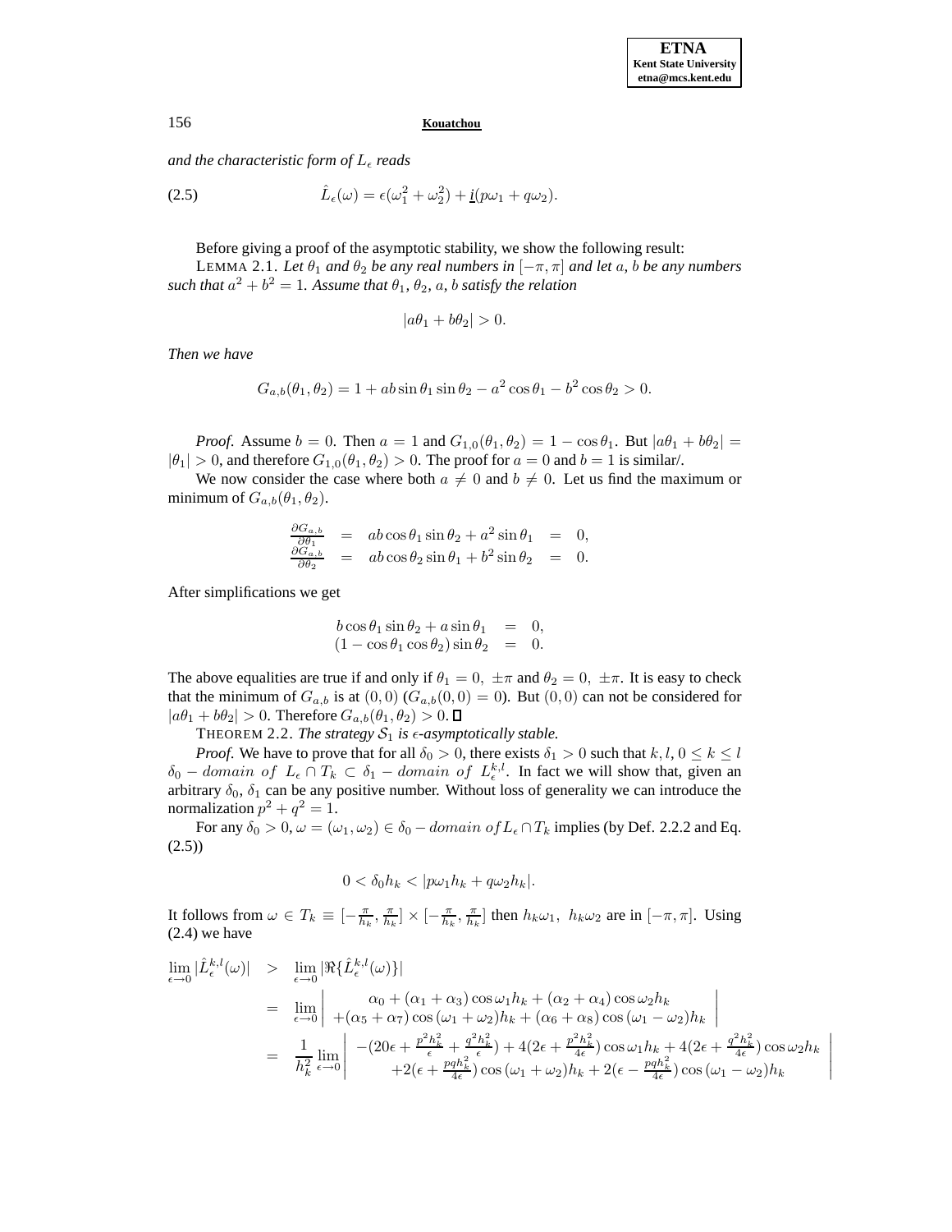*and the characteristic form of* $L_\epsilon$ *reads*

$$\hat{L}_\epsilon(\omega) = \epsilon(\omega_1^2 + \omega_2^2) + \underline{i}(p\omega_1 + q\omega_2). \tag{2.5}$$

Before giving a proof of the asymptotic stability, we show the following result:

LEMMA 2.1. *Let* $\theta_1$ *and* $\theta_2$ *be any real numbers in* $[-\pi, \pi]$ *and let* $a$*,* $b$ *be any numbers such that* $a^2 + b^2 = 1$*. Assume that* $\theta_1$*,* $\theta_2$*,* $a$*,* $b$ *satisfy the relation*

$$|a\theta_1 + b\theta_2| > 0.$$

*Then we have*

$$G_{a,b}(\theta_1, \theta_2) = 1 + ab \sin\theta_1 \sin\theta_2 - a^2 \cos\theta_1 - b^2 \cos\theta_2 > 0.$$

*Proof.* Assume $b = 0$. Then $a = 1$ and $G_{1,0}(\theta_1, \theta_2) = 1 - \cos\theta_1$. But $|a\theta_1 + b\theta_2| = |\theta_1| > 0$, and therefore $G_{1,0}(\theta_1, \theta_2) > 0$. The proof for $a = 0$ and $b = 1$ is similar/.

We now consider the case where both $a \neq 0$ and $b \neq 0$. Let us find the maximum or minimum of $G_{a,b}(\theta_1, \theta_2)$.

$$\begin{array}{rcccl} \frac{\partial G_{a,b}}{\partial \theta_1} & = & ab \cos\theta_1 \sin\theta_2 + a^2 \sin\theta_1 & = & 0, \\ \frac{\partial G_{a,b}}{\partial \theta_2} & = & ab \cos\theta_2 \sin\theta_1 + b^2 \sin\theta_2 & = & 0. \end{array}$$

After simplifications we get

$$\begin{array}{rcl} b \cos\theta_1 \sin\theta_2 + a \sin\theta_1 & = & 0, \\ (1 - \cos\theta_1 \cos\theta_2) \sin\theta_2 & = & 0. \end{array}$$

The above equalities are true if and only if $\theta_1 = 0, \ \pm\pi$ and $\theta_2 = 0, \ \pm\pi$. It is easy to check that the minimum of $G_{a,b}$ is at $(0,0)$ ($G_{a,b}(0,0) = 0$). But $(0,0)$ can not be considered for $|a\theta_1 + b\theta_2| > 0$. Therefore $G_{a,b}(\theta_1, \theta_2) > 0$. ◻

THEOREM 2.2. *The strategy* $\mathcal{S}_1$ *is* $\epsilon$*-asymptotically stable.*

*Proof.* We have to prove that for all $\delta_0 > 0$, there exists $\delta_1 > 0$ such that $k, l, 0 \leq k \leq l$ $\delta_0 - domain \ of \ L_\epsilon \cap T_k \subset \delta_1 - domain \ of \ L_\epsilon^{k,l}$. In fact we will show that, given an arbitrary $\delta_0$, $\delta_1$ can be any positive number. Without loss of generality we can introduce the normalization $p^2 + q^2 = 1$.

For any $\delta_0 > 0$, $\omega = (\omega_1, \omega_2) \in \delta_0 - domain \ of L_\epsilon \cap T_k$ implies (by Def. 2.2.2 and Eq. (2.5))

$$0 < \delta_0 h_k < |p\omega_1 h_k + q\omega_2 h_k|.$$

It follows from $\omega \in T_k \equiv [-\frac{\pi}{h_k}, \frac{\pi}{h_k}] \times [-\frac{\pi}{h_k}, \frac{\pi}{h_k}]$ then $h_k\omega_1, \ h_k\omega_2$ are in $[-\pi, \pi]$. Using (2.4) we have

$$\begin{array}{rcl} \lim\limits_{\epsilon \to 0} |\hat{L}_\epsilon^{k,l}(\omega)| & > & \lim\limits_{\epsilon \to 0} |\Re\{\hat{L}_\epsilon^{k,l}(\omega)\}| \\ & = & \lim\limits_{\epsilon \to 0} \left| \begin{array}{c} \alpha_0 + (\alpha_1 + \alpha_3)\cos\omega_1 h_k + (\alpha_2 + \alpha_4)\cos\omega_2 h_k \\ +(\alpha_5 + \alpha_7)\cos(\omega_1 + \omega_2)h_k + (\alpha_6 + \alpha_8)\cos(\omega_1 - \omega_2)h_k \end{array} \right| \\ & = & \dfrac{1}{h_k^2} \lim\limits_{\epsilon \to 0} \left| \begin{array}{c} -(20\epsilon + \frac{p^2 h_k^2}{\epsilon} + \frac{q^2 h_k^2}{\epsilon}) + 4(2\epsilon + \frac{p^2 h_k^2}{4\epsilon})\cos\omega_1 h_k + 4(2\epsilon + \frac{q^2 h_k^2}{4\epsilon})\cos\omega_2 h_k \\ +2(\epsilon + \frac{pq h_k^2}{4\epsilon})\cos(\omega_1 + \omega_2)h_k + 2(\epsilon - \frac{pq h_k^2}{4\epsilon})\cos(\omega_1 - \omega_2)h_k \end{array} \right| \end{array}$$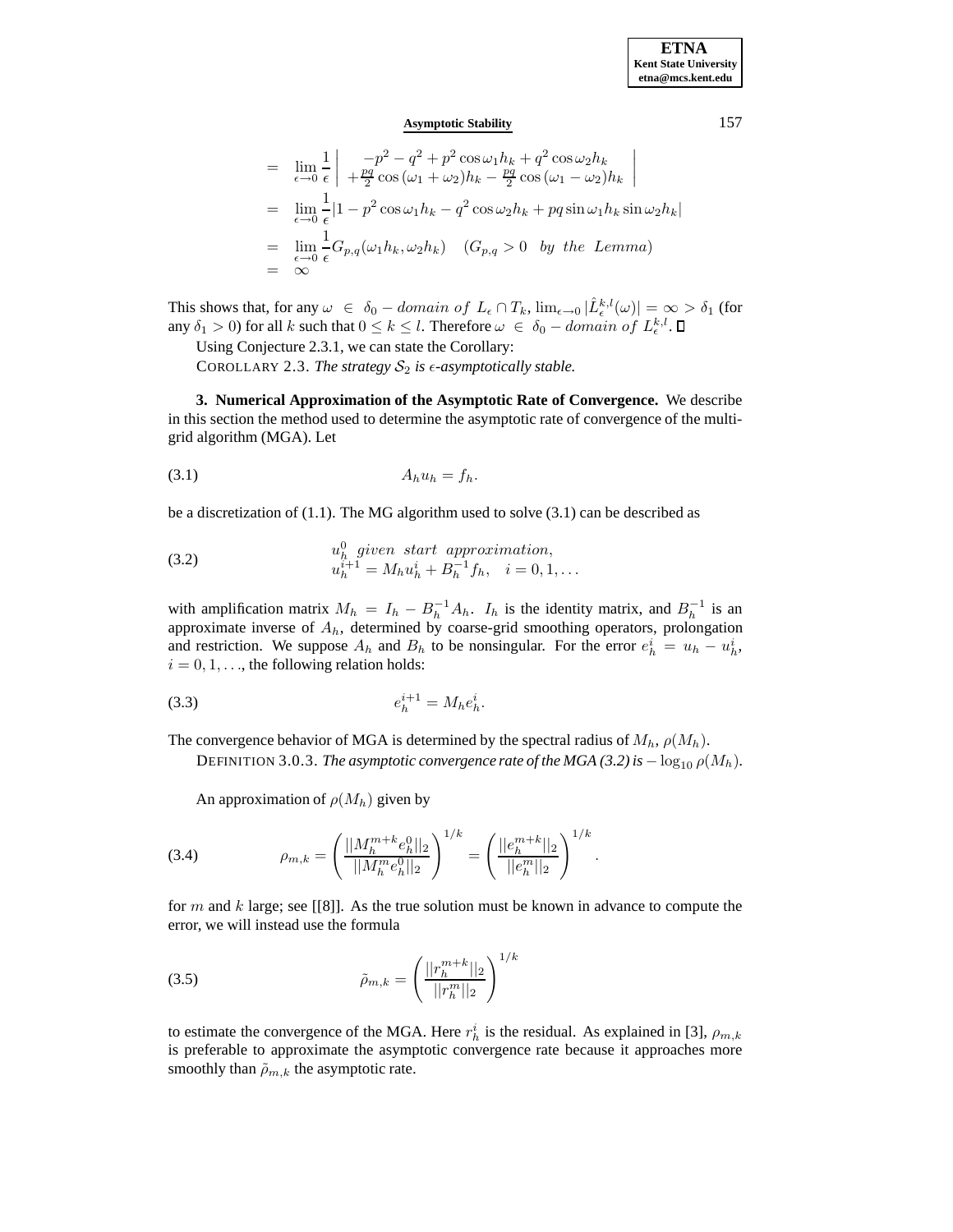$$
\begin{aligned}
&= \lim_{\epsilon \to 0} \frac{1}{\epsilon} \left| \begin{array}{c} -p^2 - q^2 + p^2 \cos \omega_1 h_k + q^2 \cos \omega_2 h_k \\ + \frac{pq}{2} \cos (\omega_1 + \omega_2) h_k - \frac{pq}{2} \cos (\omega_1 - \omega_2) h_k \end{array} \right| \\
&= \lim_{\epsilon \to 0} \frac{1}{\epsilon} |1 - p^2 \cos \omega_1 h_k - q^2 \cos \omega_2 h_k + pq \sin \omega_1 h_k \sin \omega_2 h_k| \\
&= \lim_{\epsilon \to 0} \frac{1}{\epsilon} G_{p,q}(\omega_1 h_k, \omega_2 h_k) \quad (G_{p,q} > 0 \quad by \;\; the \;\; Lemma) \\
&= \infty
\end{aligned}
$$

This shows that, for any $\omega \in \delta_0 - domain\ of\ L_\epsilon \cap T_k$, $\lim_{\epsilon \to 0} |\hat{L}_\epsilon^{k,l}(\omega)| = \infty > \delta_1$ (for any $\delta_1 > 0$) for all $k$ such that $0 \le k \le l$. Therefore $\omega \in \delta_0 - domain\ of\ L_\epsilon^{k,l}$. □

Using Conjecture 2.3.1, we can state the Corollary:

COROLLARY 2.3. *The strategy $\mathcal{S}_2$ is $\epsilon$-asymptotically stable.*

## 3. Numerical Approximation of the Asymptotic Rate of Convergence.

We describe in this section the method used to determine the asymptotic rate of convergence of the multigrid algorithm (MGA). Let

$$
A_h u_h = f_h. \tag{3.1}
$$

be a discretization of (1.1). The MG algorithm used to solve (3.1) can be described as

$$
\begin{aligned}
&u_h^0 \;\; given \;\; start \;\; approximation, \\
&u_h^{i+1} = M_h u_h^i + B_h^{-1} f_h, \quad i = 0, 1, \ldots
\end{aligned} \tag{3.2}
$$

with amplification matrix $M_h = I_h - B_h^{-1} A_h$. $I_h$ is the identity matrix, and $B_h^{-1}$ is an approximate inverse of $A_h$, determined by coarse-grid smoothing operators, prolongation and restriction. We suppose $A_h$ and $B_h$ to be nonsingular. For the error $e_h^i = u_h - u_h^i$, $i = 0, 1, \ldots$, the following relation holds:

$$
e_h^{i+1} = M_h e_h^i. \tag{3.3}
$$

The convergence behavior of MGA is determined by the spectral radius of $M_h$, $\rho(M_h)$.

DEFINITION 3.0.3. *The asymptotic convergence rate of the MGA (3.2) is* $-\log_{10} \rho(M_h)$.

An approximation of $\rho(M_h)$ given by

$$
\rho_{m,k} = \left( \frac{||M_h^{m+k} e_h^0||_2}{||M_h^m e_h^0||_2} \right)^{1/k} = \left( \frac{||e_h^{m+k}||_2}{||e_h^m||_2} \right)^{1/k}. \tag{3.4}
$$

for $m$ and $k$ large; see [[8]]. As the true solution must be known in advance to compute the error, we will instead use the formula

$$
\tilde{\rho}_{m,k} = \left( \frac{||r_h^{m+k}||_2}{||r_h^m||_2} \right)^{1/k} \tag{3.5}
$$

to estimate the convergence of the MGA. Here $r_h^i$ is the residual. As explained in [3], $\rho_{m,k}$ is preferable to approximate the asymptotic convergence rate because it approaches more smoothly than $\tilde{\rho}_{m,k}$ the asymptotic rate.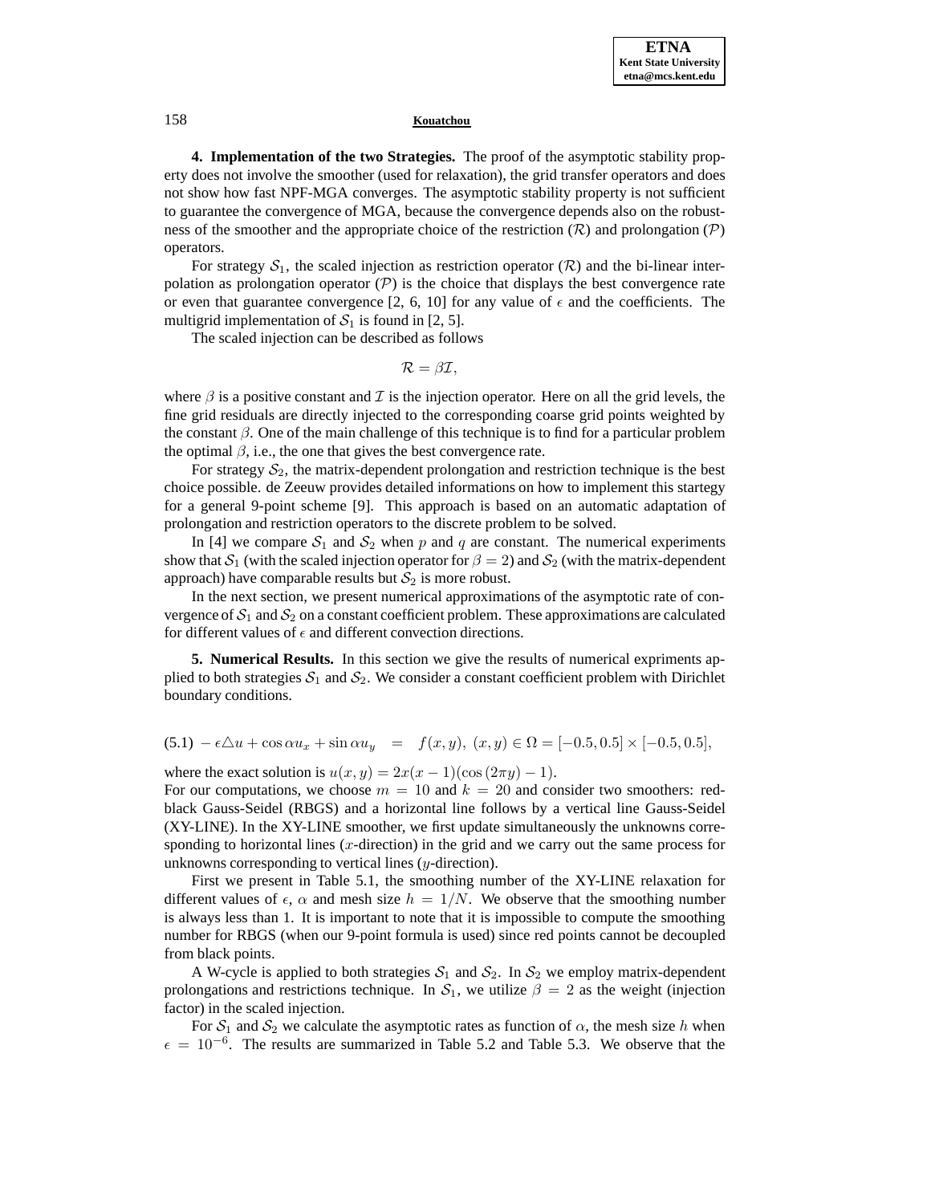**4. Implementation of the two Strategies.** The proof of the asymptotic stability property does not involve the smoother (used for relaxation), the grid transfer operators and does not show how fast NPF-MGA converges. The asymptotic stability property is not sufficient to guarantee the convergence of MGA, because the convergence depends also on the robustness of the smoother and the appropriate choice of the restriction ($\mathcal{R}$) and prolongation ($\mathcal{P}$) operators.

For strategy $\mathcal{S}_1$, the scaled injection as restriction operator ($\mathcal{R}$) and the bi-linear interpolation as prolongation operator ($\mathcal{P}$) is the choice that displays the best convergence rate or even that guarantee convergence [2, 6, 10] for any value of $\epsilon$ and the coefficients. The multigrid implementation of $\mathcal{S}_1$ is found in [2, 5].

The scaled injection can be described as follows

$$\mathcal{R} = \beta \mathcal{I},$$

where $\beta$ is a positive constant and $\mathcal{I}$ is the injection operator. Here on all the grid levels, the fine grid residuals are directly injected to the corresponding coarse grid points weighted by the constant $\beta$. One of the main challenge of this technique is to find for a particular problem the optimal $\beta$, i.e., the one that gives the best convergence rate.

For strategy $\mathcal{S}_2$, the matrix-dependent prolongation and restriction technique is the best choice possible. de Zeeuw provides detailed informations on how to implement this startegy for a general 9-point scheme [9]. This approach is based on an automatic adaptation of prolongation and restriction operators to the discrete problem to be solved.

In [4] we compare $\mathcal{S}_1$ and $\mathcal{S}_2$ when $p$ and $q$ are constant. The numerical experiments show that $\mathcal{S}_1$ (with the scaled injection operator for $\beta = 2$) and $\mathcal{S}_2$ (with the matrix-dependent approach) have comparable results but $\mathcal{S}_2$ is more robust.

In the next section, we present numerical approximations of the asymptotic rate of convergence of $\mathcal{S}_1$ and $\mathcal{S}_2$ on a constant coefficient problem. These approximations are calculated for different values of $\epsilon$ and different convection directions.

**5. Numerical Results.** In this section we give the results of numerical expriments applied to both strategies $\mathcal{S}_1$ and $\mathcal{S}_2$. We consider a constant coefficient problem with Dirichlet boundary conditions.

$$(5.1)\quad -\epsilon \triangle u + \cos\alpha u_x + \sin\alpha u_y \;=\; f(x,y),\ (x,y) \in \Omega = [-0.5, 0.5] \times [-0.5, 0.5],$$

where the exact solution is $u(x,y) = 2x(x-1)(\cos(2\pi y) - 1)$.
For our computations, we choose $m = 10$ and $k = 20$ and consider two smoothers: red-black Gauss-Seidel (RBGS) and a horizontal line follows by a vertical line Gauss-Seidel (XY-LINE). In the XY-LINE smoother, we first update simultaneously the unknowns corresponding to horizontal lines ($x$-direction) in the grid and we carry out the same process for unknowns corresponding to vertical lines ($y$-direction).

First we present in Table 5.1, the smoothing number of the XY-LINE relaxation for different values of $\epsilon$, $\alpha$ and mesh size $h = 1/N$. We observe that the smoothing number is always less than 1. It is important to note that it is impossible to compute the smoothing number for RBGS (when our 9-point formula is used) since red points cannot be decoupled from black points.

A W-cycle is applied to both strategies $\mathcal{S}_1$ and $\mathcal{S}_2$. In $\mathcal{S}_2$ we employ matrix-dependent prolongations and restrictions technique. In $\mathcal{S}_1$, we utilize $\beta = 2$ as the weight (injection factor) in the scaled injection.

For $\mathcal{S}_1$ and $\mathcal{S}_2$ we calculate the asymptotic rates as function of $\alpha$, the mesh size $h$ when $\epsilon = 10^{-6}$. The results are summarized in Table 5.2 and Table 5.3. We observe that the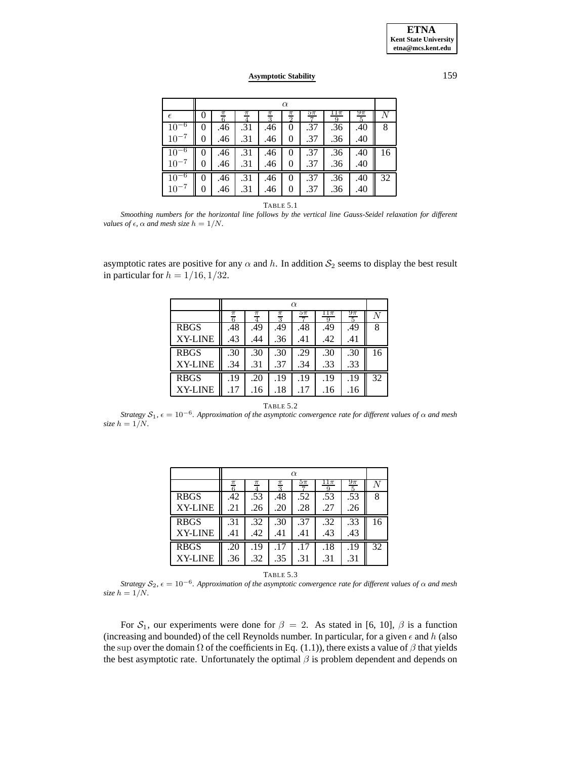| | $\alpha$ | | | | | | | | |
|---|---|---|---|---|---|---|---|---|---|
| $\epsilon$ | 0 | $\frac{\pi}{6}$ | $\frac{\pi}{4}$ | $\frac{\pi}{3}$ | $\frac{\pi}{2}$ | $\frac{5\pi}{7}$ | $\frac{11\pi}{9}$ | $\frac{9\pi}{5}$ | $N$ |
| $10^{-6}$ | 0 | .46 | .31 | .46 | 0 | .37 | .36 | .40 | 8 |
| $10^{-7}$ | 0 | .46 | .31 | .46 | 0 | .37 | .36 | .40 | |
| $10^{-6}$ | 0 | .46 | .31 | .46 | 0 | .37 | .36 | .40 | 16 |
| $10^{-7}$ | 0 | .46 | .31 | .46 | 0 | .37 | .36 | .40 | |
| $10^{-6}$ | 0 | .46 | .31 | .46 | 0 | .37 | .36 | .40 | 32 |
| $10^{-7}$ | 0 | .46 | .31 | .46 | 0 | .37 | .36 | .40 | |

TABLE 5.1

*Smoothing numbers for the horizontal line follows by the vertical line Gauss-Seidel relaxation for different values of $\epsilon$, $\alpha$ and mesh size $h = 1/N$.*

asymptotic rates are positive for any $\alpha$ and $h$. In addition $\mathcal{S}_2$ seems to display the best result in particular for $h = 1/16, 1/32$.

| | $\alpha$ | | | | | | |
|---|---|---|---|---|---|---|---|
| | $\frac{\pi}{6}$ | $\frac{\pi}{4}$ | $\frac{\pi}{3}$ | $\frac{5\pi}{7}$ | $\frac{11\pi}{9}$ | $\frac{9\pi}{5}$ | $N$ |
| RBGS | .48 | .49 | .49 | .48 | .49 | .49 | 8 |
| XY-LINE | .43 | .44 | .36 | .41 | .42 | .41 | |
| RBGS | .30 | .30 | .30 | .29 | .30 | .30 | 16 |
| XY-LINE | .34 | .31 | .37 | .34 | .33 | .33 | |
| RBGS | .19 | .20 | .19 | .19 | .19 | .19 | 32 |
| XY-LINE | .17 | .16 | .18 | .17 | .16 | .16 | |

TABLE 5.2

*Strategy $\mathcal{S}_1$, $\epsilon = 10^{-6}$. Approximation of the asymptotic convergence rate for different values of $\alpha$ and mesh size $h = 1/N$.*

| | $\alpha$ | | | | | | |
|---|---|---|---|---|---|---|---|
| | $\frac{\pi}{6}$ | $\frac{\pi}{4}$ | $\frac{\pi}{3}$ | $\frac{5\pi}{7}$ | $\frac{11\pi}{9}$ | $\frac{9\pi}{5}$ | $N$ |
| RBGS | .42 | .53 | .48 | .52 | .53 | .53 | 8 |
| XY-LINE | .21 | .26 | .20 | .28 | .27 | .26 | |
| RBGS | .31 | .32 | .30 | .37 | .32 | .33 | 16 |
| XY-LINE | .41 | .42 | .41 | .41 | .43 | .43 | |
| RBGS | .20 | .19 | .17 | .17 | .18 | .19 | 32 |
| XY-LINE | .36 | .32 | .35 | .31 | .31 | .31 | |

TABLE 5.3

*Strategy $\mathcal{S}_2$, $\epsilon = 10^{-6}$. Approximation of the asymptotic convergence rate for different values of $\alpha$ and mesh size $h = 1/N$.*

For $\mathcal{S}_1$, our experiments were done for $\beta = 2$. As stated in [6, 10], $\beta$ is a function (increasing and bounded) of the cell Reynolds number. In particular, for a given $\epsilon$ and $h$ (also the $\sup$ over the domain $\Omega$ of the coefficients in Eq. (1.1)), there exists a value of $\beta$ that yields the best asymptotic rate. Unfortunately the optimal $\beta$ is problem dependent and depends on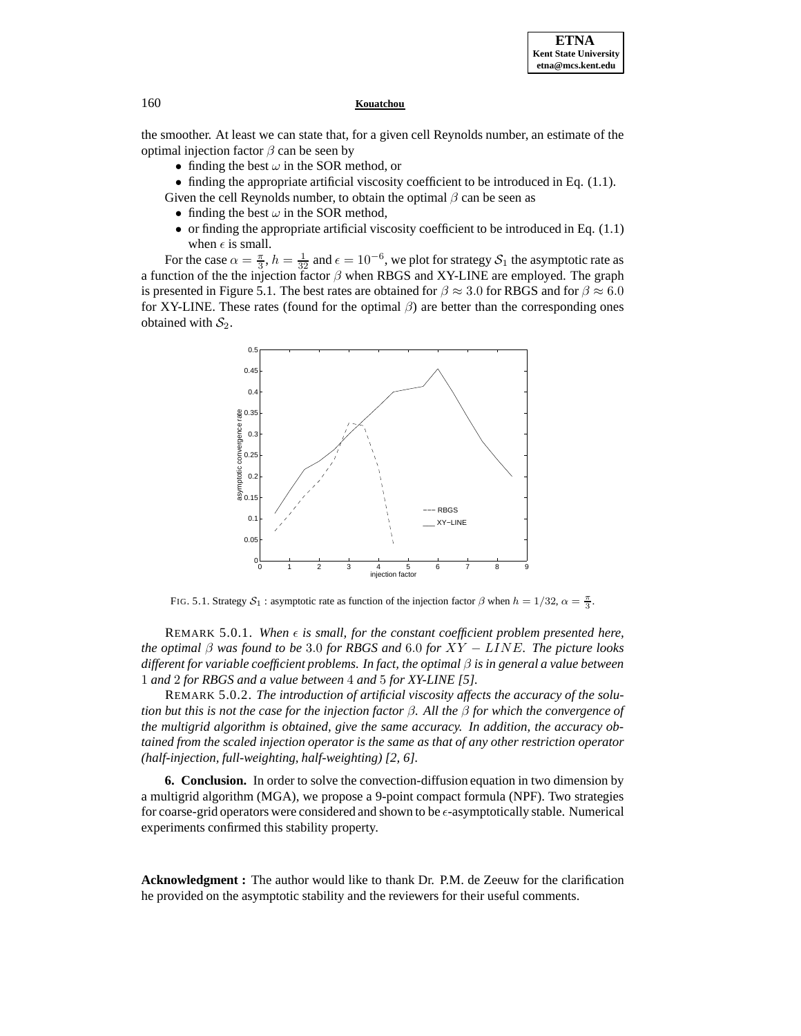the smoother. At least we can state that, for a given cell Reynolds number, an estimate of the optimal injection factor $\beta$ can be seen by

- finding the best $\omega$ in the SOR method, or
- finding the appropriate artificial viscosity coefficient to be introduced in Eq. (1.1).

Given the cell Reynolds number, to obtain the optimal $\beta$ can be seen as

- finding the best $\omega$ in the SOR method,
- or finding the appropriate artificial viscosity coefficient to be introduced in Eq. (1.1) when $\epsilon$ is small.

For the case $\alpha = \frac{\pi}{3}$, $h = \frac{1}{32}$ and $\epsilon = 10^{-6}$, we plot for strategy $\mathcal{S}_1$ the asymptotic rate as a function of the the injection factor $\beta$ when RBGS and XY-LINE are employed. The graph is presented in Figure 5.1. The best rates are obtained for $\beta \approx 3.0$ for RBGS and for $\beta \approx 6.0$ for XY-LINE. These rates (found for the optimal $\beta$) are better than the corresponding ones obtained with $\mathcal{S}_2$.

FIG. 5.1. Strategy $\mathcal{S}_1$ : asymptotic rate as function of the injection factor $\beta$ when $h = 1/32$, $\alpha = \frac{\pi}{3}$.

REMARK 5.0.1. *When $\epsilon$ is small, for the constant coefficient problem presented here, the optimal $\beta$ was found to be 3.0 for RBGS and 6.0 for $XY - LINE$. The picture looks different for variable coefficient problems. In fact, the optimal $\beta$ is in general a value between 1 and 2 for RBGS and a value between 4 and 5 for XY-LINE [5].*

REMARK 5.0.2. *The introduction of artificial viscosity affects the accuracy of the solution but this is not the case for the injection factor $\beta$. All the $\beta$ for which the convergence of the multigrid algorithm is obtained, give the same accuracy. In addition, the accuracy obtained from the scaled injection operator is the same as that of any other restriction operator (half-injection, full-weighting, half-weighting) [2, 6].*

**6. Conclusion.** In order to solve the convection-diffusion equation in two dimension by a multigrid algorithm (MGA), we propose a 9-point compact formula (NPF). Two strategies for coarse-grid operators were considered and shown to be $\epsilon$-asymptotically stable. Numerical experiments confirmed this stability property.

**Acknowledgment :** The author would like to thank Dr. P.M. de Zeeuw for the clarification he provided on the asymptotic stability and the reviewers for their useful comments.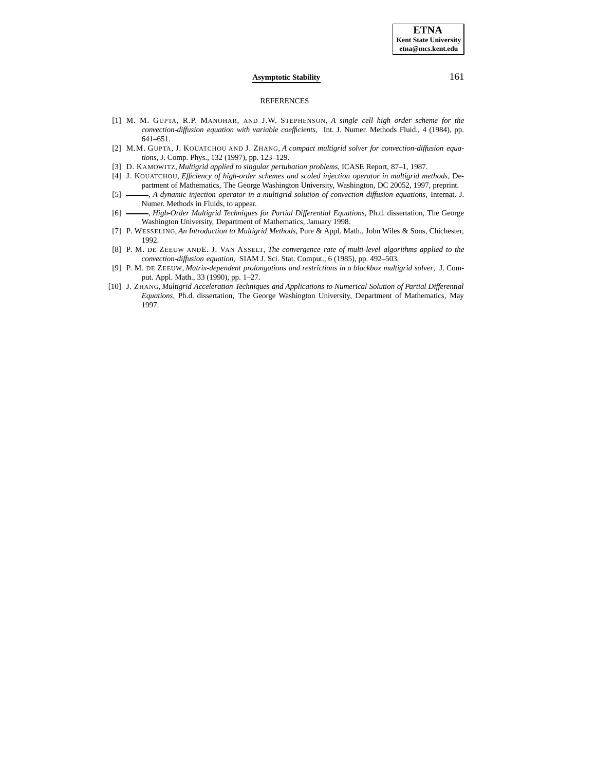## REFERENCES

[1] M. M. GUPTA, R.P. MANOHAR, AND J.W. STEPHENSON, *A single cell high order scheme for the convection-diffusion equation with variable coefficients*, Int. J. Numer. Methods Fluid., 4 (1984), pp. 641–651.

[2] M.M. GUPTA, J. KOUATCHOU AND J. ZHANG, *A compact multigrid solver for convection-diffusion equations*, J. Comp. Phys., 132 (1997), pp. 123–129.

[3] D. KAMOWITZ, *Multigrid applied to singular pertubation problems*, ICASE Report, 87–1, 1987.

[4] J. KOUATCHOU, *Efficiency of high-order schemes and scaled injection operator in multigrid methods*, Department of Mathematics, The George Washington University, Washington, DC 20052, 1997, preprint.

[5] ———, *A dynamic injection operator in a multigrid solution of convection diffusion equations*, Internat. J. Numer. Methods in Fluids, to appear.

[6] ———, *High-Order Multigrid Techniques for Partial Differential Equations*, Ph.d. dissertation, The George Washington University, Department of Mathematics, January 1998.

[7] P. WESSELING, *An Introduction to Multigrid Methods*, Pure & Appl. Math., John Wiles & Sons, Chichester, 1992.

[8] P. M. DE ZEEUW ANDE. J. VAN ASSELT, *The convergence rate of multi-level algorithms applied to the convection-diffusion equation*, SIAM J. Sci. Stat. Comput., 6 (1985), pp. 492–503.

[9] P. M. DE ZEEUW, *Matrix-dependent prolongations and restrictions in a blackbox multigrid solver*, J. Comput. Appl. Math., 33 (1990), pp. 1–27.

[10] J. ZHANG, *Multigrid Acceleration Techniques and Applications to Numerical Solution of Partial Differential Equations*, Ph.d. dissertation, The George Washington University, Department of Mathematics, May 1997.